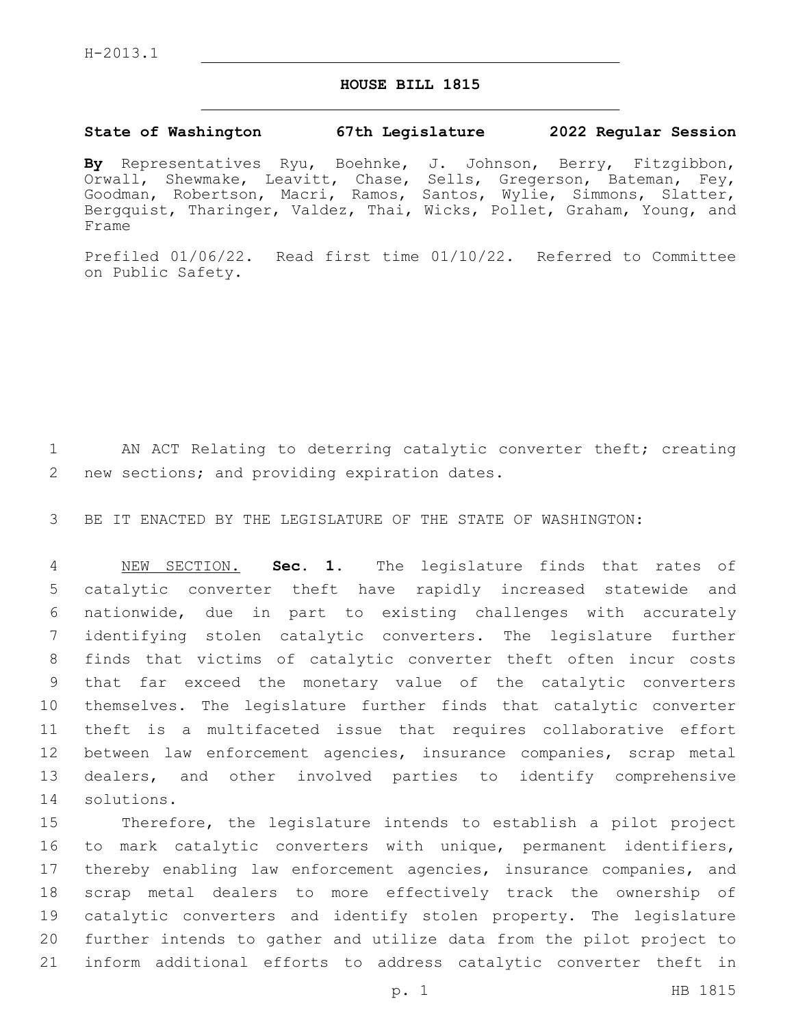H-2013.1

# HOUSE BILL 1815

**State of Washington 67th Legislature 2022 Regular Session**

**By** Representatives Ryu, Boehnke, J. Johnson, Berry, Fitzgibbon, Orwall, Shewmake, Leavitt, Chase, Sells, Gregerson, Bateman, Fey, Goodman, Robertson, Macri, Ramos, Santos, Wylie, Simmons, Slatter, Bergquist, Tharinger, Valdez, Thai, Wicks, Pollet, Graham, Young, and Frame

Prefiled 01/06/22. Read first time 01/10/22. Referred to Committee on Public Safety.

AN ACT Relating to deterring catalytic converter theft; creating new sections; and providing expiration dates.

BE IT ENACTED BY THE LEGISLATURE OF THE STATE OF WASHINGTON:

NEW SECTION. **Sec. 1.** The legislature finds that rates of catalytic converter theft have rapidly increased statewide and nationwide, due in part to existing challenges with accurately identifying stolen catalytic converters. The legislature further finds that victims of catalytic converter theft often incur costs that far exceed the monetary value of the catalytic converters themselves. The legislature further finds that catalytic converter theft is a multifaceted issue that requires collaborative effort between law enforcement agencies, insurance companies, scrap metal dealers, and other involved parties to identify comprehensive solutions.

Therefore, the legislature intends to establish a pilot project to mark catalytic converters with unique, permanent identifiers, thereby enabling law enforcement agencies, insurance companies, and scrap metal dealers to more effectively track the ownership of catalytic converters and identify stolen property. The legislature further intends to gather and utilize data from the pilot project to inform additional efforts to address catalytic converter theft in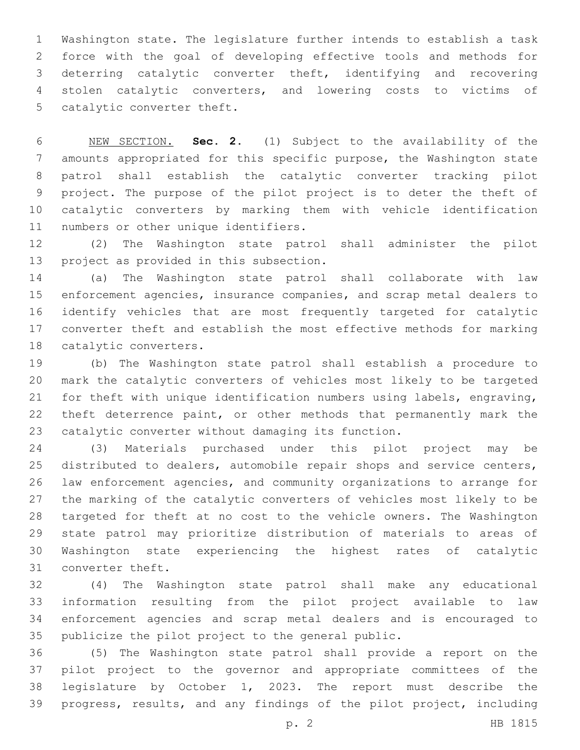Washington state. The legislature further intends to establish a task force with the goal of developing effective tools and methods for deterring catalytic converter theft, identifying and recovering stolen catalytic converters, and lowering costs to victims of catalytic converter theft.

NEW SECTION. **Sec. 2.** (1) Subject to the availability of the amounts appropriated for this specific purpose, the Washington state patrol shall establish the catalytic converter tracking pilot project. The purpose of the pilot project is to deter the theft of catalytic converters by marking them with vehicle identification numbers or other unique identifiers.

(2) The Washington state patrol shall administer the pilot project as provided in this subsection.

(a) The Washington state patrol shall collaborate with law enforcement agencies, insurance companies, and scrap metal dealers to identify vehicles that are most frequently targeted for catalytic converter theft and establish the most effective methods for marking catalytic converters.

(b) The Washington state patrol shall establish a procedure to mark the catalytic converters of vehicles most likely to be targeted for theft with unique identification numbers using labels, engraving, theft deterrence paint, or other methods that permanently mark the catalytic converter without damaging its function.

(3) Materials purchased under this pilot project may be distributed to dealers, automobile repair shops and service centers, law enforcement agencies, and community organizations to arrange for the marking of the catalytic converters of vehicles most likely to be targeted for theft at no cost to the vehicle owners. The Washington state patrol may prioritize distribution of materials to areas of Washington state experiencing the highest rates of catalytic converter theft.

(4) The Washington state patrol shall make any educational information resulting from the pilot project available to law enforcement agencies and scrap metal dealers and is encouraged to publicize the pilot project to the general public.

(5) The Washington state patrol shall provide a report on the pilot project to the governor and appropriate committees of the legislature by October 1, 2023. The report must describe the progress, results, and any findings of the pilot project, including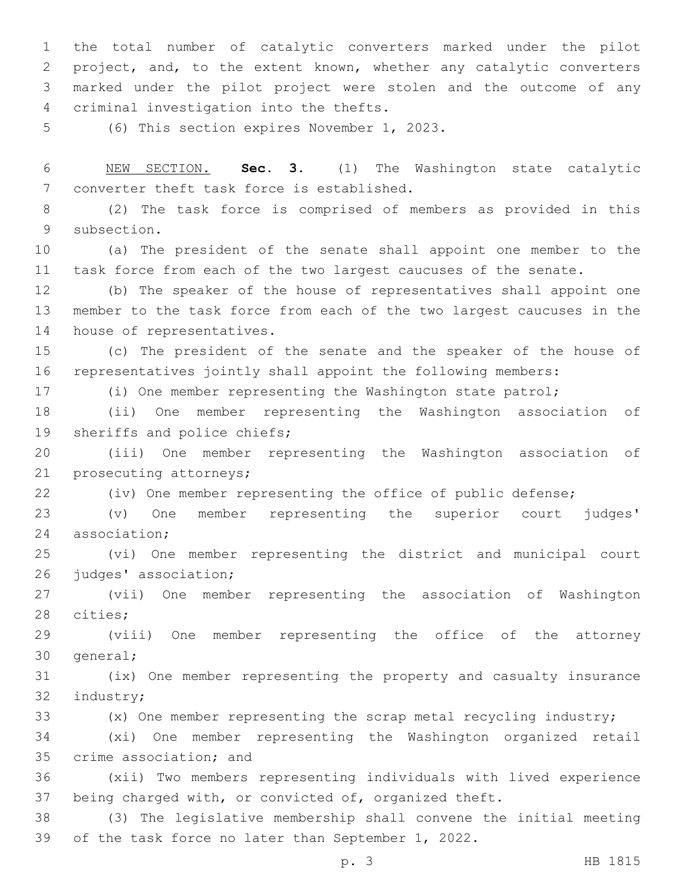the total number of catalytic converters marked under the pilot project, and, to the extent known, whether any catalytic converters marked under the pilot project were stolen and the outcome of any criminal investigation into the thefts.

(6) This section expires November 1, 2023.

NEW SECTION. **Sec. 3.** (1) The Washington state catalytic converter theft task force is established.

(2) The task force is comprised of members as provided in this subsection.

(a) The president of the senate shall appoint one member to the task force from each of the two largest caucuses of the senate.

(b) The speaker of the house of representatives shall appoint one member to the task force from each of the two largest caucuses in the house of representatives.

(c) The president of the senate and the speaker of the house of representatives jointly shall appoint the following members:

(i) One member representing the Washington state patrol;

(ii) One member representing the Washington association of sheriffs and police chiefs;

(iii) One member representing the Washington association of prosecuting attorneys;

(iv) One member representing the office of public defense;

(v) One member representing the superior court judges' association;

(vi) One member representing the district and municipal court judges' association;

(vii) One member representing the association of Washington cities;

(viii) One member representing the office of the attorney general;

(ix) One member representing the property and casualty insurance industry;

(x) One member representing the scrap metal recycling industry;

(xi) One member representing the Washington organized retail crime association; and

(xii) Two members representing individuals with lived experience being charged with, or convicted of, organized theft.

(3) The legislative membership shall convene the initial meeting of the task force no later than September 1, 2022.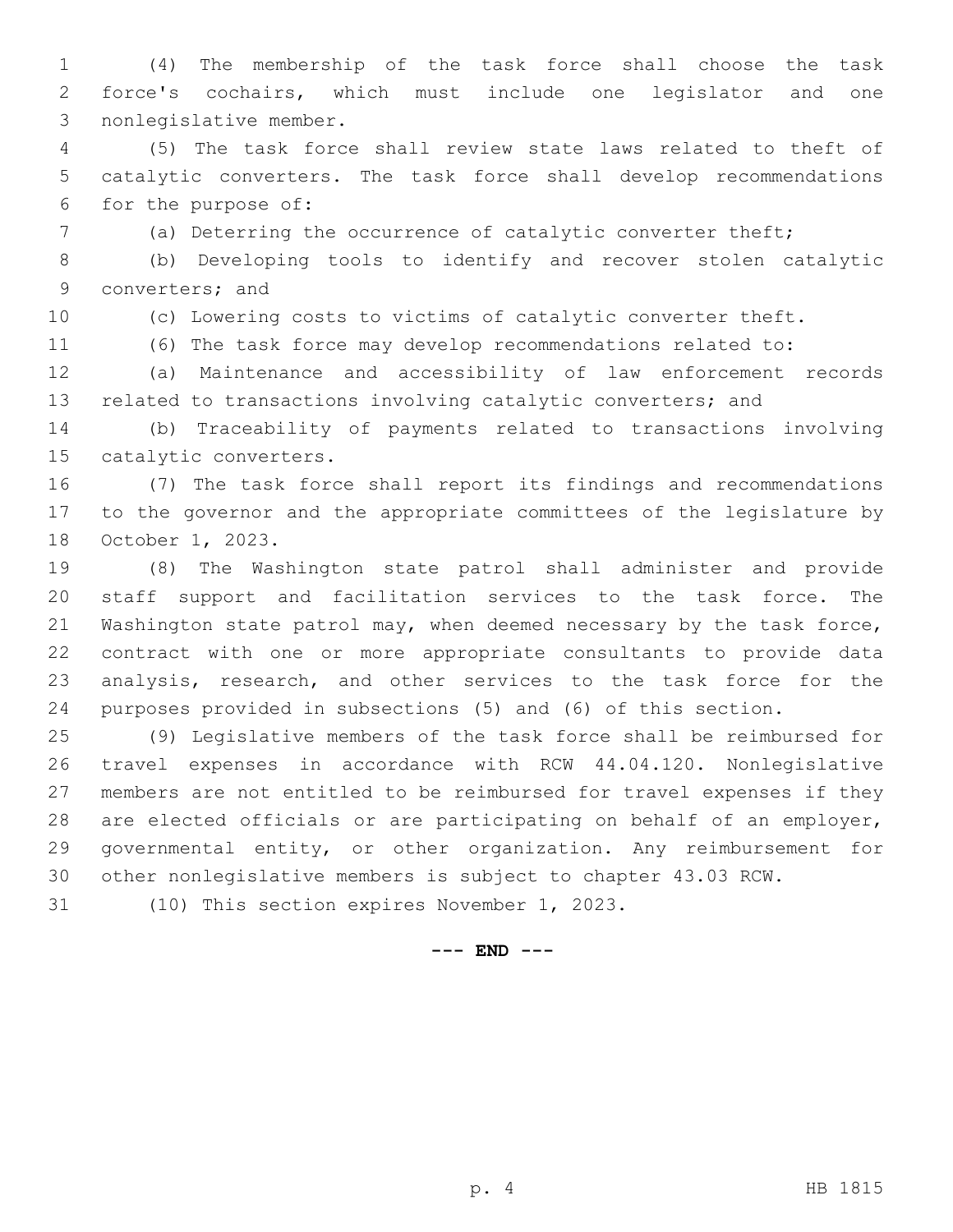(4) The membership of the task force shall choose the task force's cochairs, which must include one legislator and one nonlegislative member.

(5) The task force shall review state laws related to theft of catalytic converters. The task force shall develop recommendations for the purpose of:

(a) Deterring the occurrence of catalytic converter theft;

(b) Developing tools to identify and recover stolen catalytic converters; and

(c) Lowering costs to victims of catalytic converter theft.

(6) The task force may develop recommendations related to:

(a) Maintenance and accessibility of law enforcement records related to transactions involving catalytic converters; and

(b) Traceability of payments related to transactions involving catalytic converters.

(7) The task force shall report its findings and recommendations to the governor and the appropriate committees of the legislature by October 1, 2023.

(8) The Washington state patrol shall administer and provide staff support and facilitation services to the task force. The Washington state patrol may, when deemed necessary by the task force, contract with one or more appropriate consultants to provide data analysis, research, and other services to the task force for the purposes provided in subsections (5) and (6) of this section.

(9) Legislative members of the task force shall be reimbursed for travel expenses in accordance with RCW 44.04.120. Nonlegislative members are not entitled to be reimbursed for travel expenses if they are elected officials or are participating on behalf of an employer, governmental entity, or other organization. Any reimbursement for other nonlegislative members is subject to chapter 43.03 RCW.

(10) This section expires November 1, 2023.

**--- END ---**